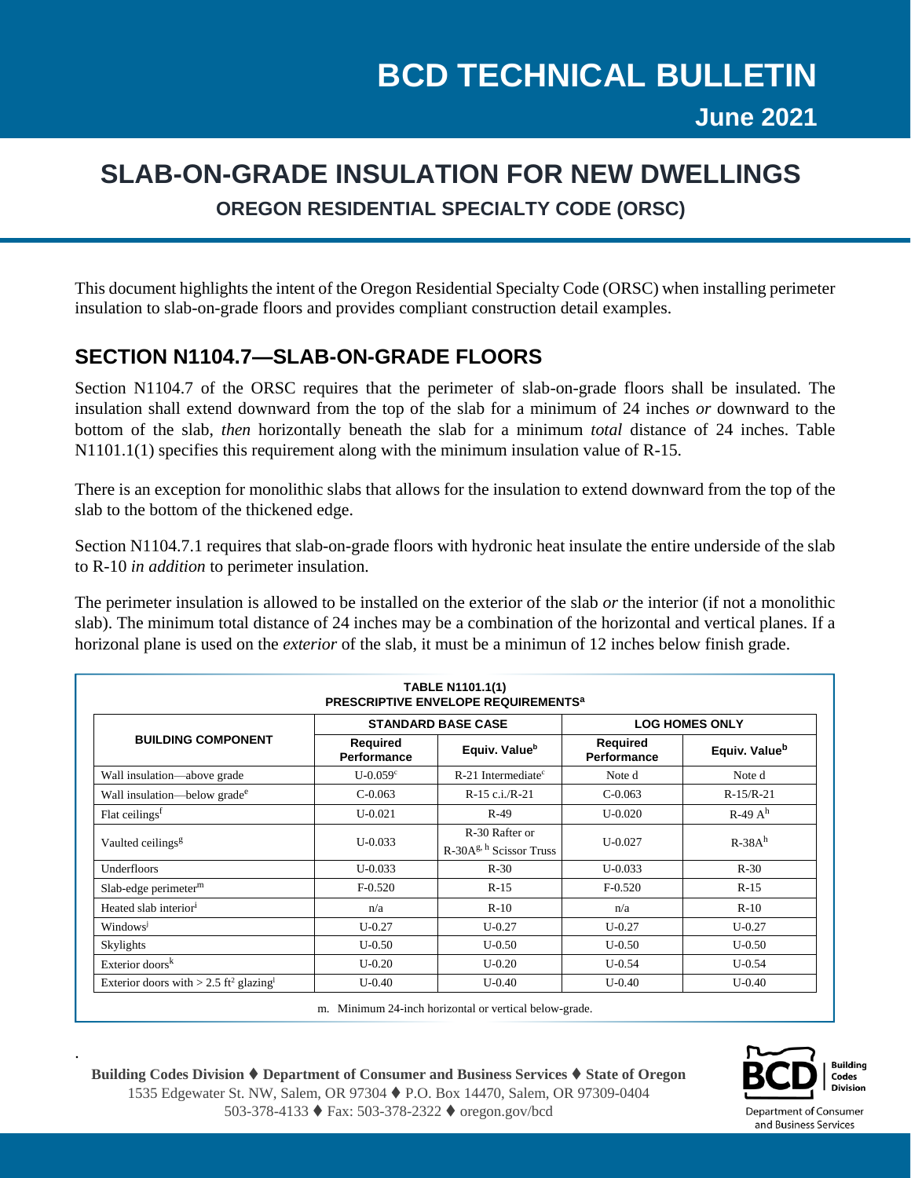# BCD TECHNICAL BULLETIN

**June 2021**

# SLAB-ON-GRADE INSULATION FOR NEW DWELLINGS

**OREGON RESIDENTIAL SPECIALTY CODE (ORSC)**

This document highlights the intent of the Oregon Residential Specialty Code (ORSC) when installing perimeter insulation to slab-on-grade floors and provides compliant construction detail examples.

## SECTION N1104.7—SLAB-ON-GRADE FLOORS

Section N1104.7 of the ORSC requires that the perimeter of slab-on-grade floors shall be insulated. The insulation shall extend downward from the top of the slab for a minimum of 24 inches *or* downward to the bottom of the slab, *then* horizontally beneath the slab for a minimum *total* distance of 24 inches. Table N1101.1(1) specifies this requirement along with the minimum insulation value of R-15.

There is an exception for monolithic slabs that allows for the insulation to extend downward from the top of the slab to the bottom of the thickened edge.

Section N1104.7.1 requires that slab-on-grade floors with hydronic heat insulate the entire underside of the slab to R-10 *in addition* to perimeter insulation.

The perimeter insulation is allowed to be installed on the exterior of the slab *or* the interior (if not a monolithic slab). The minimum total distance of 24 inches may be a combination of the horizontal and vertical planes. If a horizonal plane is used on the *exterior* of the slab, it must be a minimun of 12 inches below finish grade.

**TABLE N1101.1(1)**
**PRESCRIPTIVE ENVELOPE REQUIREMENTS[a]**

| BUILDING COMPONENT | STANDARD BASE CASE | | LOG HOMES ONLY | |
|---|---|---|---|---|
| | Required Performance | Equiv. Value[b] | Required Performance | Equiv. Value[b] |
| Wall insulation—above grade | U-0.059[c] | R-21 Intermediate[c] | Note d | Note d |
| Wall insulation—below grade[e] | C-0.063 | R-15 c.i./R-21 | C-0.063 | R-15/R-21 |
| Flat ceilings[f] | U-0.021 | R-49 | U-0.020 | R-49 A[h] |
| Vaulted ceilings[g] | U-0.033 | R-30 Rafter or R-30A[g, h] Scissor Truss | U-0.027 | R-38A[h] |
| Underfloors | U-0.033 | R-30 | U-0.033 | R-30 |
| Slab-edge perimeter[m] | F-0.520 | R-15 | F-0.520 | R-15 |
| Heated slab interior[i] | n/a | R-10 | n/a | R-10 |
| Windows[j] | U-0.27 | U-0.27 | U-0.27 | U-0.27 |
| Skylights | U-0.50 | U-0.50 | U-0.50 | U-0.50 |
| Exterior doors[k] | U-0.20 | U-0.20 | U-0.54 | U-0.54 |
| Exterior doors with > 2.5 ft² glazing[l] | U-0.40 | U-0.40 | U-0.40 | U-0.40 |

m. Minimum 24-inch horizontal or vertical below-grade.

**Building Codes Division ♦ Department of Consumer and Business Services ♦ State of Oregon**
1535 Edgewater St. NW, Salem, OR 97304 ♦ P.O. Box 14470, Salem, OR 97309-0404
503-378-4133 ♦ Fax: 503-378-2322 ♦ oregon.gov/bcd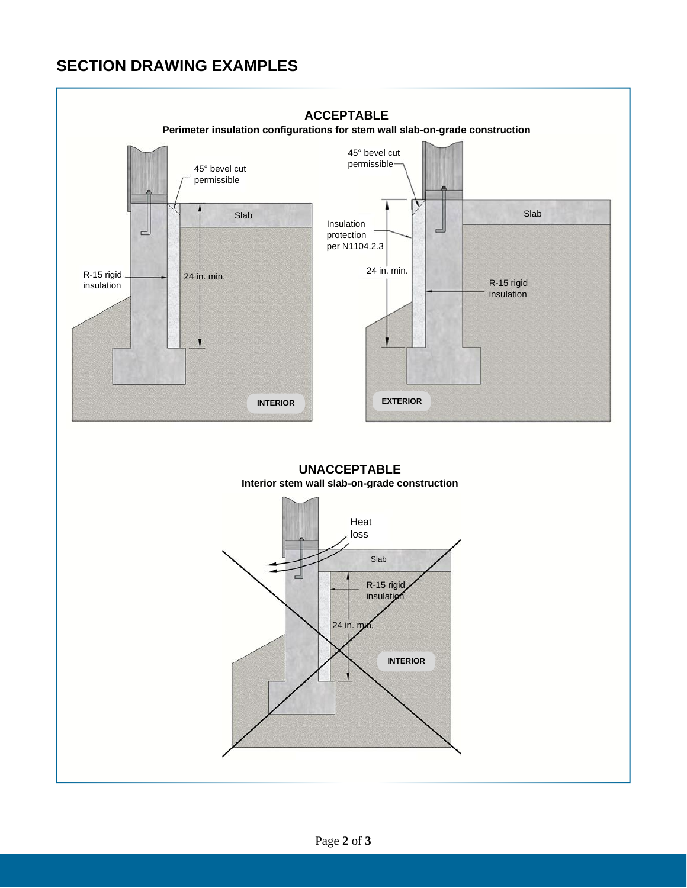## SECTION DRAWING EXAMPLES

### ACCEPTABLE

**Perimeter insulation configurations for stem wall slab-on-grade construction**

45° bevel cut permissible

Slab

R-15 rigid insulation

24 in. min.

INTERIOR

45° bevel cut permissible

Insulation protection per N1104.2.3

24 in. min.

Slab

R-15 rigid insulation

EXTERIOR

### UNACCEPTABLE

**Interior stem wall slab-on-grade construction**

Heat loss

Slab

R-15 rigid insulation

24 in. min.

INTERIOR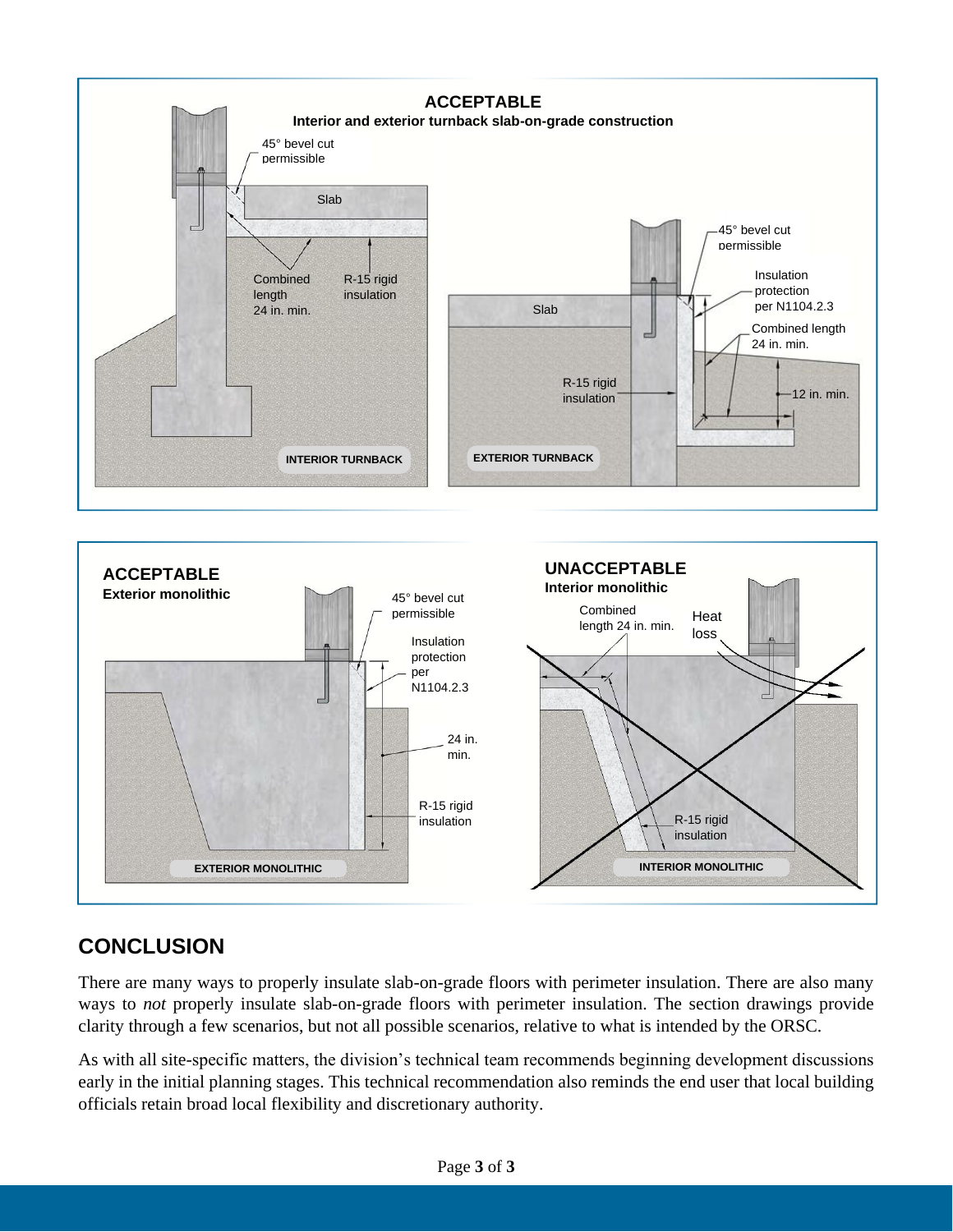**ACCEPTABLE**

**Interior and exterior turnback slab-on-grade construction**

45° bevel cut permissible

Slab

Combined length 24 in. min.

R-15 rigid insulation

INTERIOR TURNBACK

45° bevel cut permissible

Insulation protection per N1104.2.3

Combined length 24 in. min.

Slab

R-15 rigid insulation

12 in. min.

EXTERIOR TURNBACK

**ACCEPTABLE**

**Exterior monolithic**

45° bevel cut permissible

Insulation protection per N1104.2.3

24 in. min.

R-15 rigid insulation

EXTERIOR MONOLITHIC

**UNACCEPTABLE**

**Interior monolithic**

Combined length 24 in. min.

Heat loss

R-15 rigid insulation

INTERIOR MONOLITHIC

## CONCLUSION

There are many ways to properly insulate slab-on-grade floors with perimeter insulation. There are also many ways to *not* properly insulate slab-on-grade floors with perimeter insulation. The section drawings provide clarity through a few scenarios, but not all possible scenarios, relative to what is intended by the ORSC.

As with all site-specific matters, the division's technical team recommends beginning development discussions early in the initial planning stages. This technical recommendation also reminds the end user that local building officials retain broad local flexibility and discretionary authority.